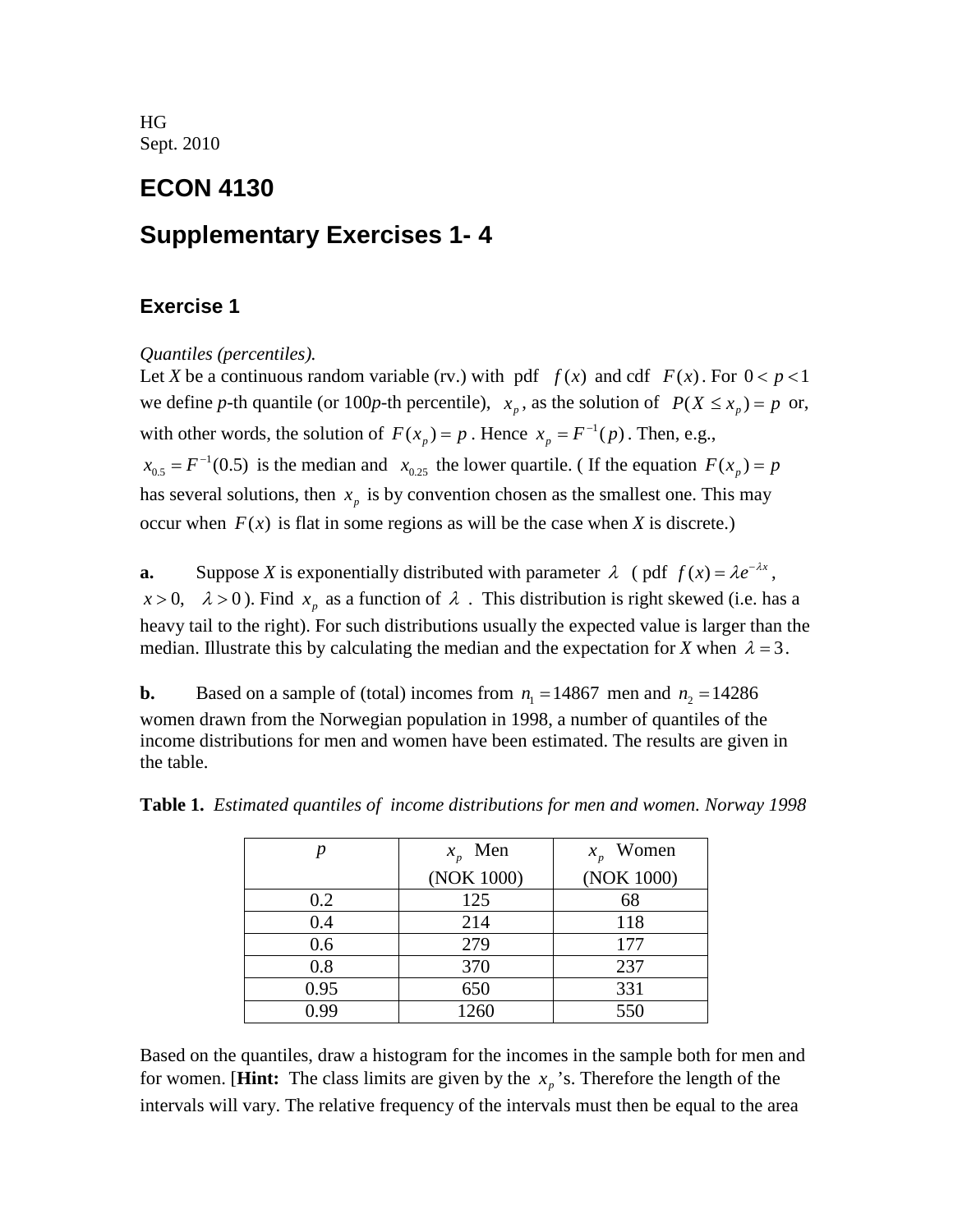HG
Sept. 2010

# ECON 4130

# Supplementary Exercises 1- 4

## Exercise 1

*Quantiles (percentiles).*
Let *X* be a continuous random variable (rv.) with pdf $f(x)$ and cdf $F(x)$. For $0 < p < 1$ we define *p*-th quantile (or 100*p*-th percentile), $x_p$, as the solution of $P(X \leq x_p) = p$ or, with other words, the solution of $F(x_p) = p$. Hence $x_p = F^{-1}(p)$. Then, e.g., $x_{0.5} = F^{-1}(0.5)$ is the median and $x_{0.25}$ the lower quartile. ( If the equation $F(x_p) = p$ has several solutions, then $x_p$ is by convention chosen as the smallest one. This may occur when $F(x)$ is flat in some regions as will be the case when *X* is discrete.)

**a.** Suppose *X* is exponentially distributed with parameter $\lambda$ ( pdf $f(x) = \lambda e^{-\lambda x}$, $x > 0, \quad \lambda > 0$ ). Find $x_p$ as a function of $\lambda$. This distribution is right skewed (i.e. has a heavy tail to the right). For such distributions usually the expected value is larger than the median. Illustrate this by calculating the median and the expectation for *X* when $\lambda = 3$.

**b.** Based on a sample of (total) incomes from $n_1 = 14867$ men and $n_2 = 14286$ women drawn from the Norwegian population in 1998, a number of quantiles of the income distributions for men and women have been estimated. The results are given in the table.

**Table 1.** *Estimated quantiles of income distributions for men and women. Norway 1998*

| $p$ | $x_p$ Men (NOK 1000) | $x_p$ Women (NOK 1000) |
|---|---|---|
| 0.2 | 125 | 68 |
| 0.4 | 214 | 118 |
| 0.6 | 279 | 177 |
| 0.8 | 370 | 237 |
| 0.95 | 650 | 331 |
| 0.99 | 1260 | 550 |

Based on the quantiles, draw a histogram for the incomes in the sample both for men and for women. [**Hint:** The class limits are given by the $x_p$'s. Therefore the length of the intervals will vary. The relative frequency of the intervals must then be equal to the area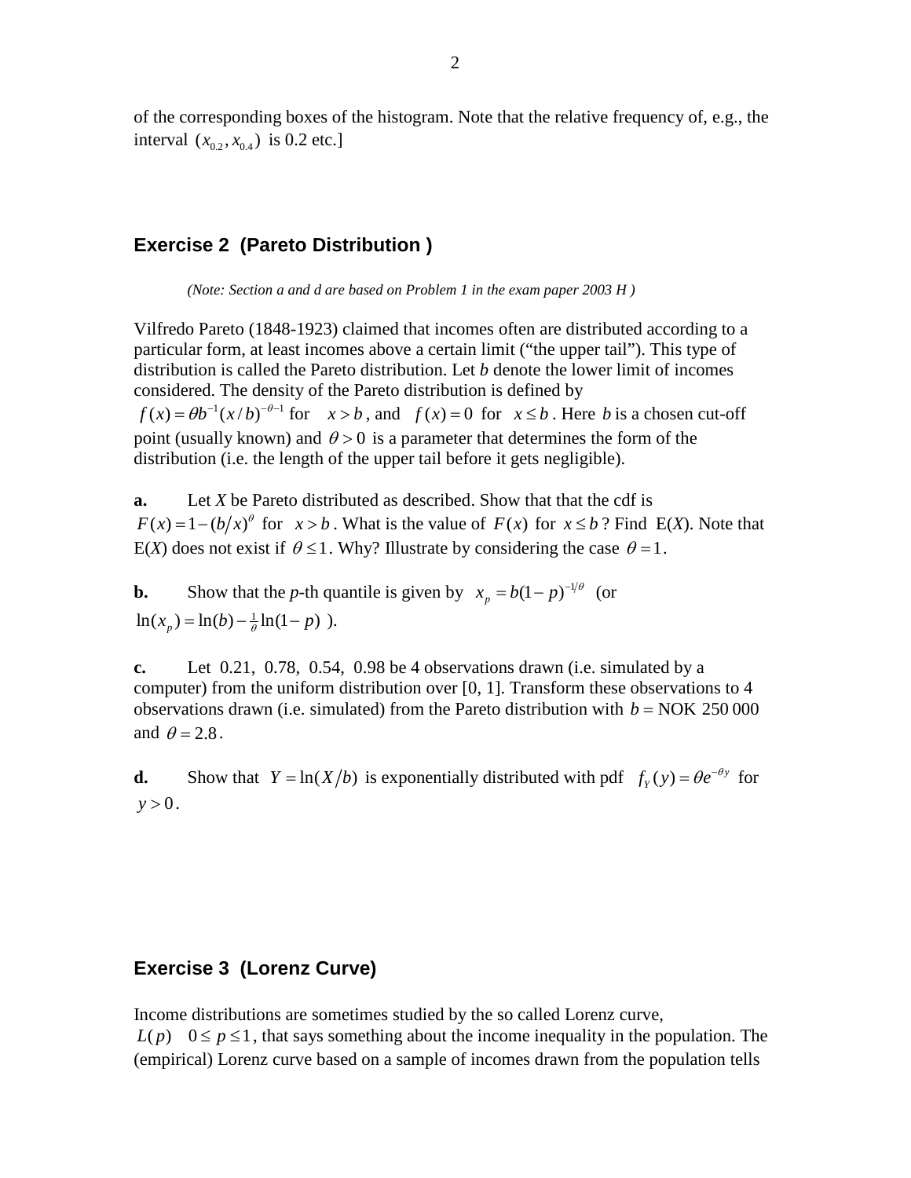of the corresponding boxes of the histogram. Note that the relative frequency of, e.g., the interval $(x_{0.2}, x_{0.4})$ is 0.2 etc.]

## Exercise 2 (Pareto Distribution )

*(Note: Section a and d are based on Problem 1 in the exam paper 2003 H )*

Vilfredo Pareto (1848-1923) claimed that incomes often are distributed according to a particular form, at least incomes above a certain limit ("the upper tail"). This type of distribution is called the Pareto distribution. Let $b$ denote the lower limit of incomes considered. The density of the Pareto distribution is defined by $f(x) = \theta b^{-1}(x/b)^{-\theta-1}$ for $x > b$, and $f(x) = 0$ for $x \le b$. Here $b$ is a chosen cut-off point (usually known) and $\theta > 0$ is a parameter that determines the form of the distribution (i.e. the length of the upper tail before it gets negligible).

**a.** Let $X$ be Pareto distributed as described. Show that that the cdf is $F(x) = 1 - (b/x)^{\theta}$ for $x > b$. What is the value of $F(x)$ for $x \le b$? Find E($X$). Note that E($X$) does not exist if $\theta \le 1$. Why? Illustrate by considering the case $\theta = 1$.

**b.** Show that the $p$-th quantile is given by $x_p = b(1-p)^{-1/\theta}$ (or $\ln(x_p) = \ln(b) - \frac{1}{\theta}\ln(1-p)$ ).

**c.** Let 0.21, 0.78, 0.54, 0.98 be 4 observations drawn (i.e. simulated by a computer) from the uniform distribution over [0, 1]. Transform these observations to 4 observations drawn (i.e. simulated) from the Pareto distribution with $b =$ NOK 250 000 and $\theta = 2.8$.

**d.** Show that $Y = \ln(X/b)$ is exponentially distributed with pdf $f_Y(y) = \theta e^{-\theta y}$ for $y > 0$.

## Exercise 3 (Lorenz Curve)

Income distributions are sometimes studied by the so called Lorenz curve, $L(p)$ $0 \le p \le 1$, that says something about the income inequality in the population. The (empirical) Lorenz curve based on a sample of incomes drawn from the population tells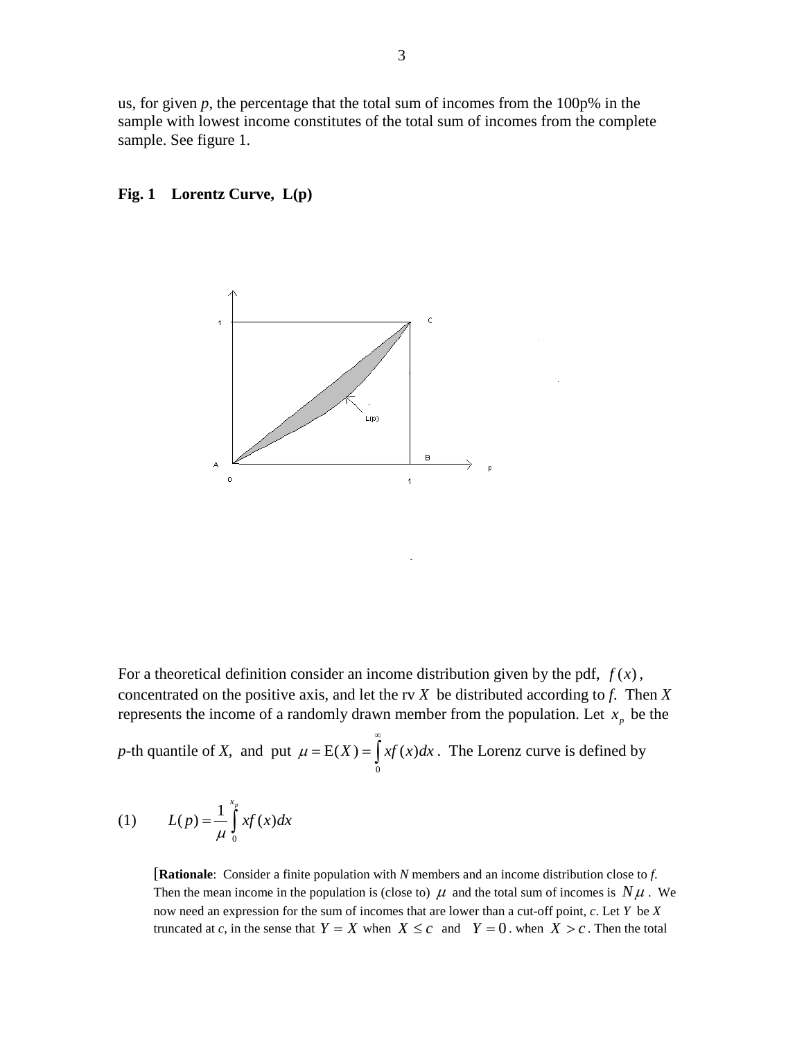us, for given *p*, the percentage that the total sum of incomes from the 100p% in the sample with lowest income constitutes of the total sum of incomes from the complete sample. See figure 1.

**Fig. 1 Lorentz Curve, L(p)**

For a theoretical definition consider an income distribution given by the pdf, $f(x)$, concentrated on the positive axis, and let the rv $X$ be distributed according to *f*. Then $X$ represents the income of a randomly drawn member from the population. Let $x_p$ be the *p*-th quantile of *X*, and put $\mu = \mathrm{E}(X) = \int_0^\infty x f(x)dx$. The Lorenz curve is defined by

$$(1) \qquad L(p) = \frac{1}{\mu}\int_0^{x_p} x f(x)dx$$

[**Rationale**: Consider a finite population with *N* members and an income distribution close to *f*. Then the mean income in the population is (close to) $\mu$ and the total sum of incomes is $N\mu$. We now need an expression for the sum of incomes that are lower than a cut-off point, *c*. Let $Y$ be $X$ truncated at *c*, in the sense that $Y = X$ when $X \le c$ and $Y = 0$. when $X > c$. Then the total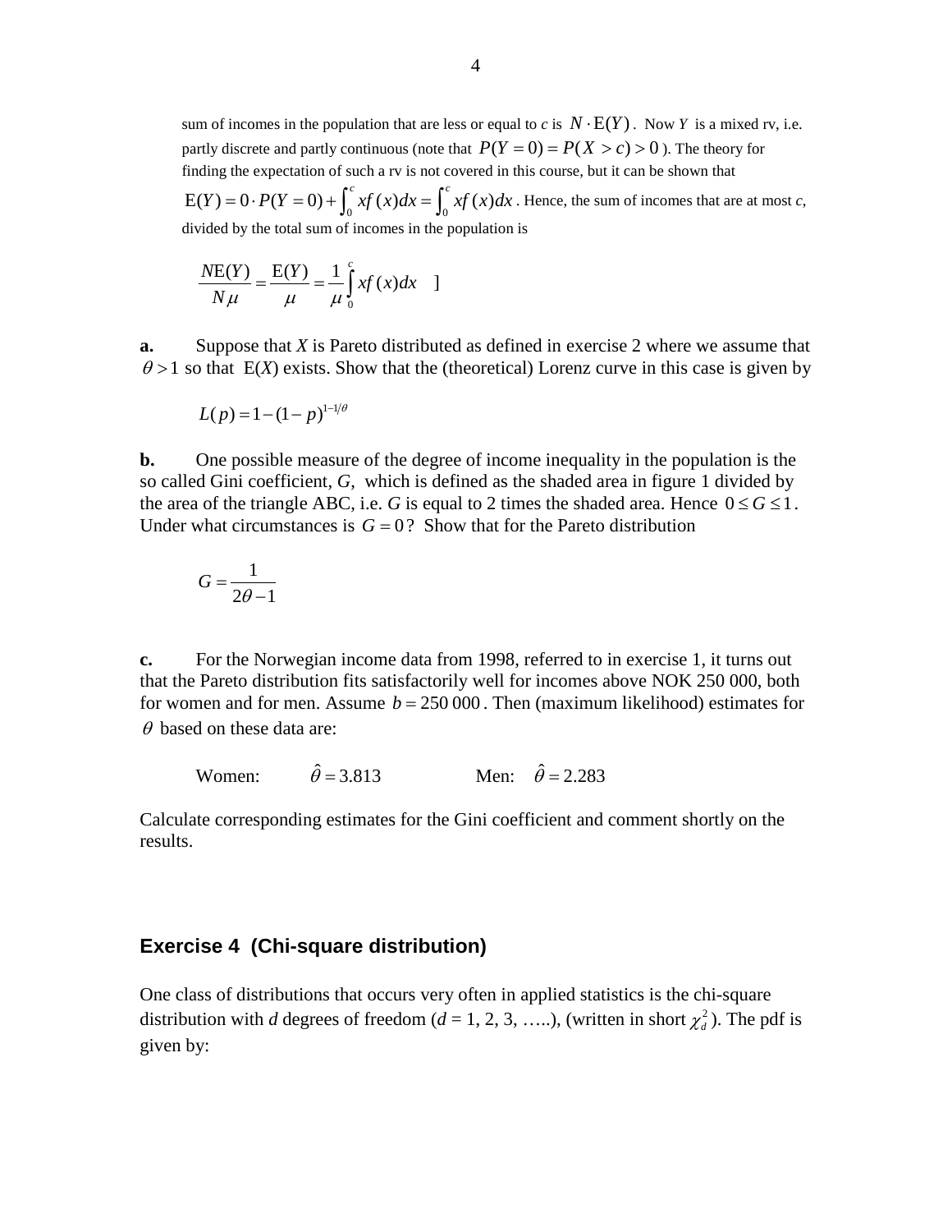sum of incomes in the population that are less or equal to *c* is $N \cdot \mathrm{E}(Y)$. Now $Y$ is a mixed rv, i.e. partly discrete and partly continuous (note that $P(Y=0) = P(X > c) > 0$ ). The theory for finding the expectation of such a rv is not covered in this course, but it can be shown that $\mathrm{E}(Y) = 0 \cdot P(Y=0) + \int_0^c xf(x)dx = \int_0^c xf(x)dx$ . Hence, the sum of incomes that are at most *c*, divided by the total sum of incomes in the population is

$$\frac{N\mathrm{E}(Y)}{N\mu} = \frac{\mathrm{E}(Y)}{\mu} = \frac{1}{\mu}\int_0^c xf(x)dx \quad ]$$

**a.** Suppose that *X* is Pareto distributed as defined in exercise 2 where we assume that $\theta > 1$ so that E(*X*) exists. Show that the (theoretical) Lorenz curve in this case is given by

$$L(p) = 1 - (1-p)^{1-1/\theta}$$

**b.** One possible measure of the degree of income inequality in the population is the so called Gini coefficient, *G*, which is defined as the shaded area in figure 1 divided by the area of the triangle ABC, i.e. *G* is equal to 2 times the shaded area. Hence $0 \le G \le 1$. Under what circumstances is $G = 0$? Show that for the Pareto distribution

$$G = \frac{1}{2\theta - 1}$$

**c.** For the Norwegian income data from 1998, referred to in exercise 1, it turns out that the Pareto distribution fits satisfactorily well for incomes above NOK 250 000, both for women and for men. Assume $b = 250\,000$. Then (maximum likelihood) estimates for $\theta$ based on these data are:

Women: $\hat{\theta} = 3.813$ Men: $\hat{\theta} = 2.283$

Calculate corresponding estimates for the Gini coefficient and comment shortly on the results.

## Exercise 4 (Chi-square distribution)

One class of distributions that occurs very often in applied statistics is the chi-square distribution with *d* degrees of freedom (*d* = 1, 2, 3, …..), (written in short $\chi_d^2$). The pdf is given by: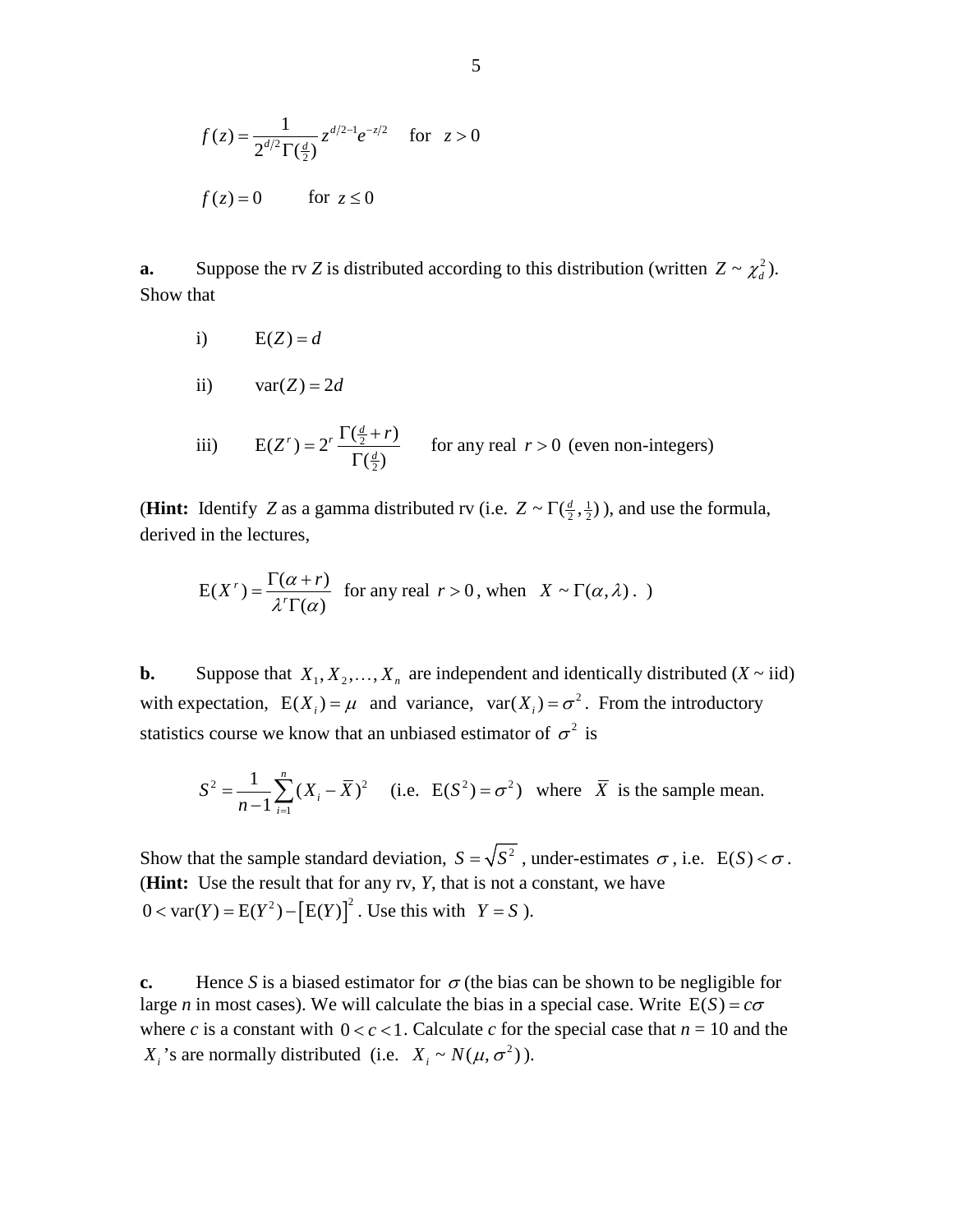$$f(z) = \frac{1}{2^{d/2}\Gamma(\frac{d}{2})} z^{d/2-1} e^{-z/2} \quad \text{for} \quad z > 0$$

$$f(z) = 0 \qquad \text{for } z \le 0$$

**a.** Suppose the rv $Z$ is distributed according to this distribution (written $Z \sim \chi^2_d$). Show that

i) $\mathrm{E}(Z) = d$

ii) $\mathrm{var}(Z) = 2d$

iii) $\mathrm{E}(Z^r) = 2^r \dfrac{\Gamma(\frac{d}{2} + r)}{\Gamma(\frac{d}{2})}$ for any real $r > 0$ (even non-integers)

(**Hint:** Identify $Z$ as a gamma distributed rv (i.e. $Z \sim \Gamma(\frac{d}{2}, \frac{1}{2})$), and use the formula, derived in the lectures,

$$\mathrm{E}(X^r) = \frac{\Gamma(\alpha + r)}{\lambda^r \Gamma(\alpha)} \text{ for any real } r > 0\text{, when } X \sim \Gamma(\alpha, \lambda)\text{. )}$$

**b.** Suppose that $X_1, X_2, \ldots, X_n$ are independent and identically distributed ($X$ ~ iid) with expectation, $\mathrm{E}(X_i) = \mu$ and variance, $\mathrm{var}(X_i) = \sigma^2$. From the introductory statistics course we know that an unbiased estimator of $\sigma^2$ is

$$S^2 = \frac{1}{n-1}\sum_{i=1}^{n}(X_i - \overline{X})^2 \quad \text{(i.e. } \mathrm{E}(S^2) = \sigma^2\text{)} \quad \text{where } \overline{X} \text{ is the sample mean.}$$

Show that the sample standard deviation, $S = \sqrt{S^2}$, under-estimates $\sigma$, i.e. $\mathrm{E}(S) < \sigma$. (**Hint:** Use the result that for any rv, $Y$, that is not a constant, we have $0 < \mathrm{var}(Y) = \mathrm{E}(Y^2) - \left[\mathrm{E}(Y)\right]^2$. Use this with $Y = S$ ).

**c.** Hence $S$ is a biased estimator for $\sigma$ (the bias can be shown to be negligible for large $n$ in most cases). We will calculate the bias in a special case. Write $\mathrm{E}(S) = c\sigma$ where $c$ is a constant with $0 < c < 1$. Calculate $c$ for the special case that $n$ = 10 and the $X_i$'s are normally distributed (i.e. $X_i \sim N(\mu, \sigma^2)$ ).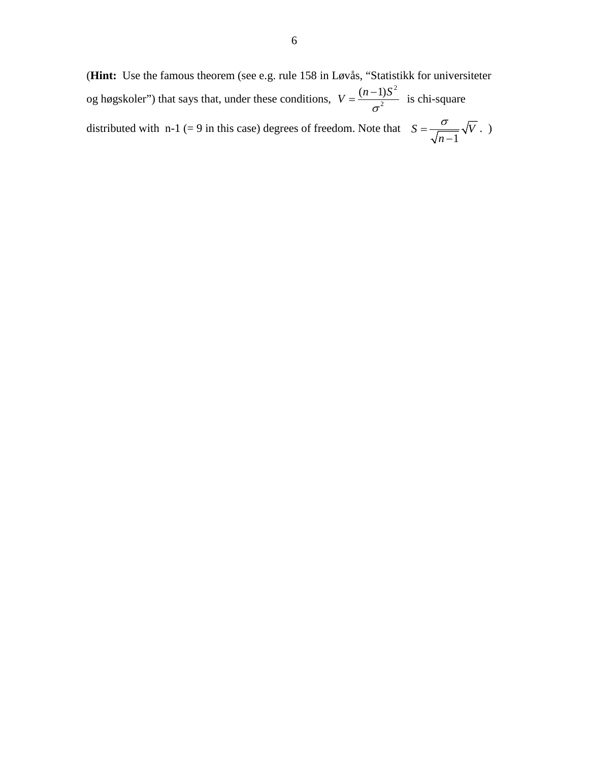(**Hint:** Use the famous theorem (see e.g. rule 158 in Løvås, "Statistikk for universiteter og høgskoler") that says that, under these conditions, $V = \frac{(n-1)S^2}{\sigma^2}$ is chi-square distributed with n-1 (= 9 in this case) degrees of freedom. Note that $S = \frac{\sigma}{\sqrt{n-1}}\sqrt{V}$ . )